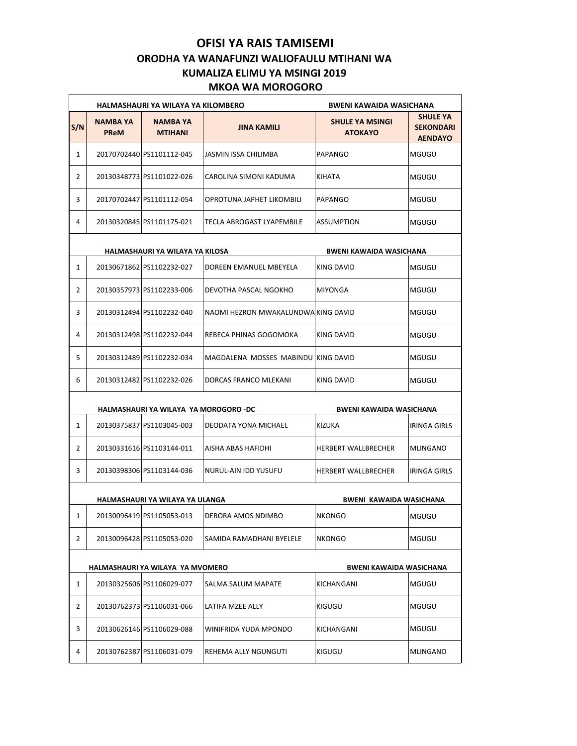# OFISI YA RAIS TAMISEMI

## ORODHA YA WANAFUNZI WALIOFAULU MTIHANI WA KUMALIZA ELIMU YA MSINGI 2019

## MKOA WA MOROGORO

| HALMASHAURI YA WILAYA YA KILOMBERO | | | | BWENI KAWAIDA WASICHANA | |
|---|---|---|---|---|---|
| **S/N** | **NAMBA YA PReM** | **NAMBA YA MTIHANI** | **JINA KAMILI** | **SHULE YA MSINGI ATOKAYO** | **SHULE YA SEKONDARI AENDAYO** |
| 1 | 20170702440 | PS1101112-045 | JASMIN ISSA CHILIMBA | PAPANGO | MGUGU |
| 2 | 20130348773 | PS1101022-026 | CAROLINA SIMONI KADUMA | KIHATA | MGUGU |
| 3 | 20170702447 | PS1101112-054 | OPROTUNA JAPHET LIKOMBILI | PAPANGO | MGUGU |
| 4 | 20130320845 | PS1101175-021 | TECLA ABROGAST LYAPEMBILE | ASSUMPTION | MGUGU |
| **HALMASHAURI YA WILAYA YA KILOSA** | | | | **BWENI KAWAIDA WASICHANA** | |
| 1 | 20130671862 | PS1102232-027 | DOREEN EMANUEL MBEYELA | KING DAVID | MGUGU |
| 2 | 20130357973 | PS1102233-006 | DEVOTHA PASCAL NGOKHO | MIYONGA | MGUGU |
| 3 | 20130312494 | PS1102232-040 | NAOMI HEZRON MWAKALUNDWA | KING DAVID | MGUGU |
| 4 | 20130312498 | PS1102232-044 | REBECA PHINAS GOGOMOKA | KING DAVID | MGUGU |
| 5 | 20130312489 | PS1102232-034 | MAGDALENA MOSSES MABINDU | KING DAVID | MGUGU |
| 6 | 20130312482 | PS1102232-026 | DORCAS FRANCO MLEKANI | KING DAVID | MGUGU |
| **HALMASHAURI YA WILAYA YA MOROGORO -DC** | | | | **BWENI KAWAIDA WASICHANA** | |
| 1 | 20130375837 | PS1103045-003 | DEODATA YONA MICHAEL | KIZUKA | IRINGA GIRLS |
| 2 | 20130331616 | PS1103144-011 | AISHA ABAS HAFIDHI | HERBERT WALLBRECHER | MLINGANO |
| 3 | 20130398306 | PS1103144-036 | NURUL-AIN IDD YUSUFU | HERBERT WALLBRECHER | IRINGA GIRLS |
| **HALMASHAURI YA WILAYA YA ULANGA** | | | | **BWENI KAWAIDA WASICHANA** | |
| 1 | 20130096419 | PS1105053-013 | DEBORA AMOS NDIMBO | NKONGO | MGUGU |
| 2 | 20130096428 | PS1105053-020 | SAMIDA RAMADHANI BYELELE | NKONGO | MGUGU |
| **HALMASHAURI YA WILAYA YA MVOMERO** | | | | **BWENI KAWAIDA WASICHANA** | |
| 1 | 20130325606 | PS1106029-077 | SALMA SALUM MAPATE | KICHANGANI | MGUGU |
| 2 | 20130762373 | PS1106031-066 | LATIFA MZEE ALLY | KIGUGU | MGUGU |
| 3 | 20130626146 | PS1106029-088 | WINIFRIDA YUDA MPONDO | KICHANGANI | MGUGU |
| 4 | 20130762387 | PS1106031-079 | REHEMA ALLY NGUNGUTI | KIGUGU | MLINGANO |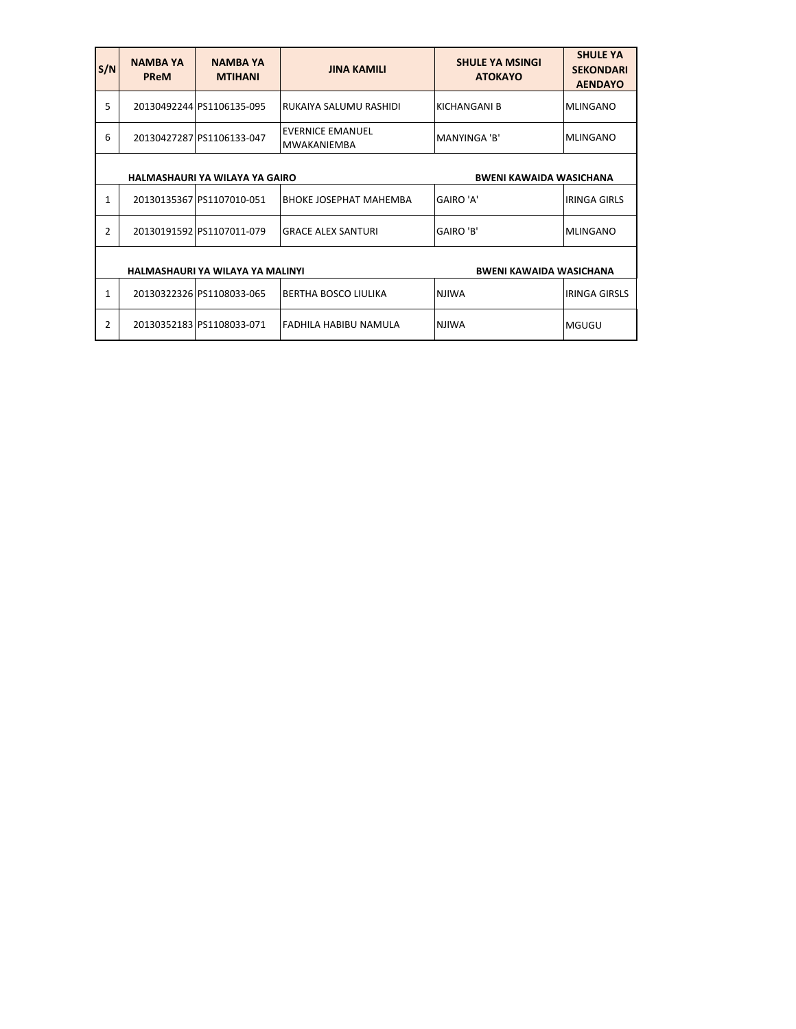| S/N | NAMBA YA PReM | NAMBA YA MTIHANI | JINA KAMILI | SHULE YA MSINGI ATOKAYO | SHULE YA SEKONDARI AENDAYO |
|---|---|---|---|---|---|
| 5 | 20130492244 | PS1106135-095 | RUKAIYA SALUMU RASHIDI | KICHANGANI B | MLINGANO |
| 6 | 20130427287 | PS1106133-047 | EVERNICE EMANUEL MWAKANIEMBA | MANYINGA 'B' | MLINGANO |
| | **HALMASHAURI YA WILAYA YA GAIRO** | | | **BWENI KAWAIDA WASICHANA** | |
| 1 | 20130135367 | PS1107010-051 | BHOKE JOSEPHAT MAHEMBA | GAIRO 'A' | IRINGA GIRLS |
| 2 | 20130191592 | PS1107011-079 | GRACE ALEX SANTURI | GAIRO 'B' | MLINGANO |
| | **HALMASHAURI YA WILAYA YA MALINYI** | | | **BWENI KAWAIDA WASICHANA** | |
| 1 | 20130322326 | PS1108033-065 | BERTHA BOSCO LIULIKA | NJIWA | IRINGA GIRSLS |
| 2 | 20130352183 | PS1108033-071 | FADHILA HABIBU NAMULA | NJIWA | MGUGU |